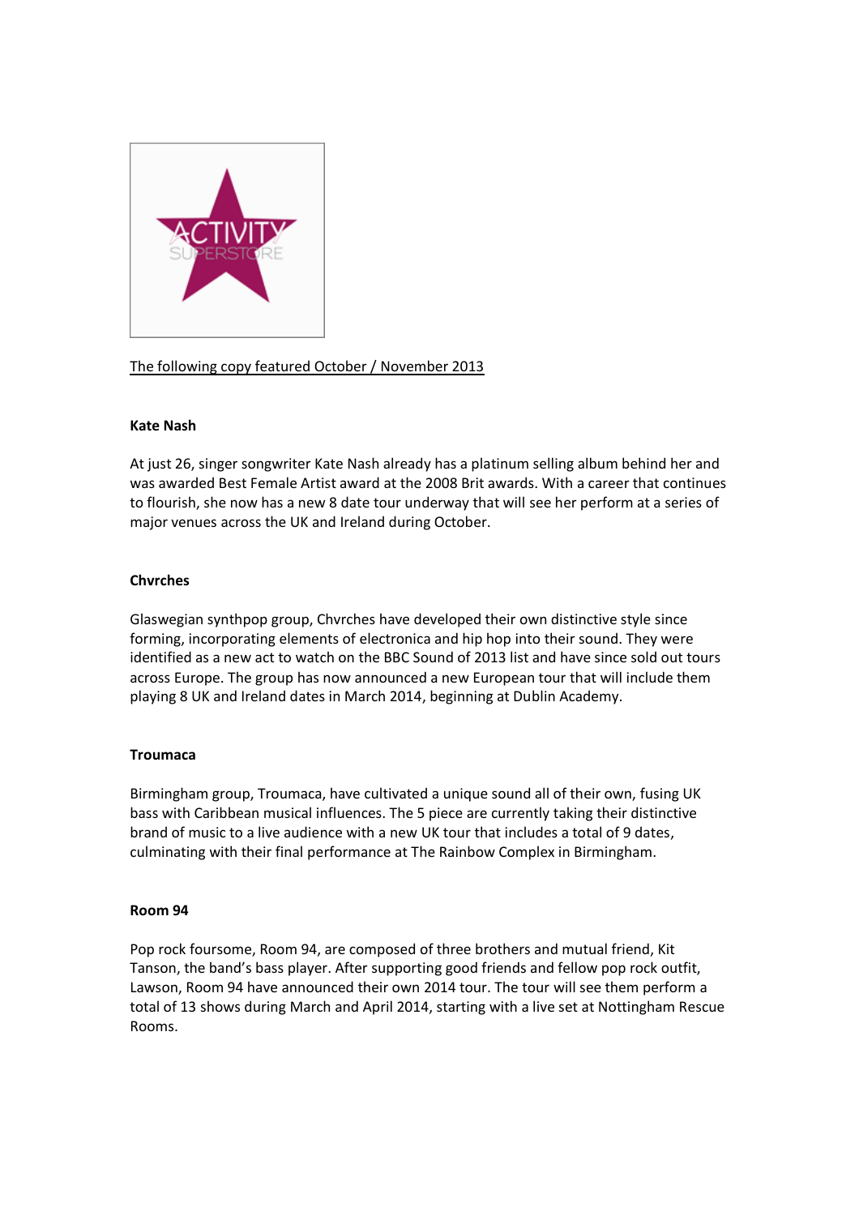The following copy featured October / November 2013

**Kate Nash**

At just 26, singer songwriter Kate Nash already has a platinum selling album behind her and was awarded Best Female Artist award at the 2008 Brit awards. With a career that continues to flourish, she now has a new 8 date tour underway that will see her perform at a series of major venues across the UK and Ireland during October.

**Chvrches**

Glaswegian synthpop group, Chvrches have developed their own distinctive style since forming, incorporating elements of electronica and hip hop into their sound. They were identified as a new act to watch on the BBC Sound of 2013 list and have since sold out tours across Europe. The group has now announced a new European tour that will include them playing 8 UK and Ireland dates in March 2014, beginning at Dublin Academy.

**Troumaca**

Birmingham group, Troumaca, have cultivated a unique sound all of their own, fusing UK bass with Caribbean musical influences. The 5 piece are currently taking their distinctive brand of music to a live audience with a new UK tour that includes a total of 9 dates, culminating with their final performance at The Rainbow Complex in Birmingham.

**Room 94**

Pop rock foursome, Room 94, are composed of three brothers and mutual friend, Kit Tanson, the band's bass player. After supporting good friends and fellow pop rock outfit, Lawson, Room 94 have announced their own 2014 tour. The tour will see them perform a total of 13 shows during March and April 2014, starting with a live set at Nottingham Rescue Rooms.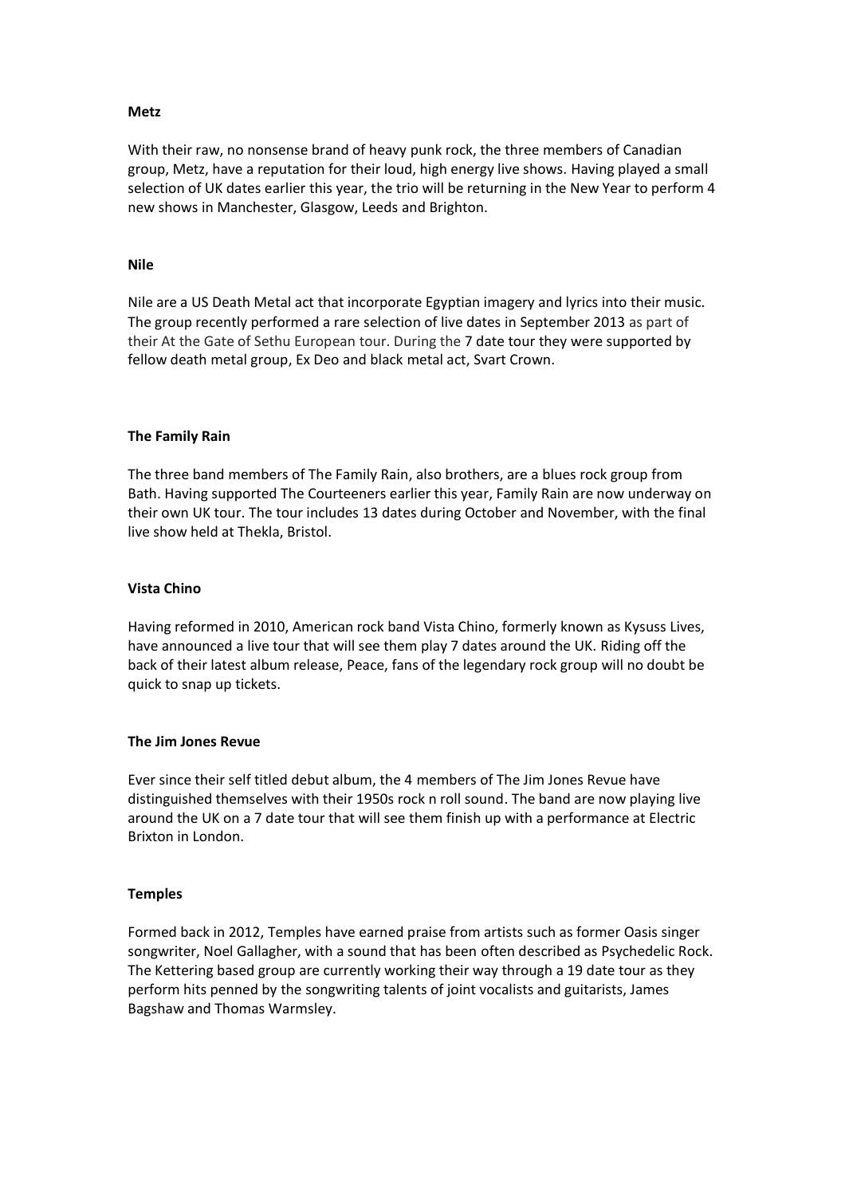**Metz**

With their raw, no nonsense brand of heavy punk rock, the three members of Canadian group, Metz, have a reputation for their loud, high energy live shows. Having played a small selection of UK dates earlier this year, the trio will be returning in the New Year to perform 4 new shows in Manchester, Glasgow, Leeds and Brighton.

**Nile**

Nile are a US Death Metal act that incorporate Egyptian imagery and lyrics into their music. The group recently performed a rare selection of live dates in September 2013 as part of their At the Gate of Sethu European tour. During the 7 date tour they were supported by fellow death metal group, Ex Deo and black metal act, Svart Crown.

**The Family Rain**

The three band members of The Family Rain, also brothers, are a blues rock group from Bath. Having supported The Courteeners earlier this year, Family Rain are now underway on their own UK tour. The tour includes 13 dates during October and November, with the final live show held at Thekla, Bristol.

**Vista Chino**

Having reformed in 2010, American rock band Vista Chino, formerly known as Kysuss Lives, have announced a live tour that will see them play 7 dates around the UK. Riding off the back of their latest album release, Peace, fans of the legendary rock group will no doubt be quick to snap up tickets.

**The Jim Jones Revue**

Ever since their self titled debut album, the 4 members of The Jim Jones Revue have distinguished themselves with their 1950s rock n roll sound. The band are now playing live around the UK on a 7 date tour that will see them finish up with a performance at Electric Brixton in London.

**Temples**

Formed back in 2012, Temples have earned praise from artists such as former Oasis singer songwriter, Noel Gallagher, with a sound that has been often described as Psychedelic Rock. The Kettering based group are currently working their way through a 19 date tour as they perform hits penned by the songwriting talents of joint vocalists and guitarists, James Bagshaw and Thomas Warmsley.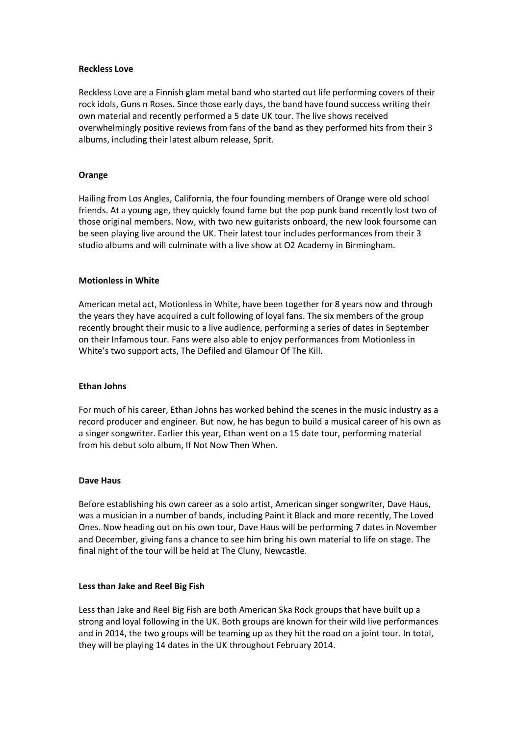**Reckless Love**

Reckless Love are a Finnish glam metal band who started out life performing covers of their rock idols, Guns n Roses. Since those early days, the band have found success writing their own material and recently performed a 5 date UK tour. The live shows received overwhelmingly positive reviews from fans of the band as they performed hits from their 3 albums, including their latest album release, Sprit.

**Orange**

Hailing from Los Angles, California, the four founding members of Orange were old school friends. At a young age, they quickly found fame but the pop punk band recently lost two of those original members. Now, with two new guitarists onboard, the new look foursome can be seen playing live around the UK. Their latest tour includes performances from their 3 studio albums and will culminate with a live show at O2 Academy in Birmingham.

**Motionless in White**

American metal act, Motionless in White, have been together for 8 years now and through the years they have acquired a cult following of loyal fans. The six members of the group recently brought their music to a live audience, performing a series of dates in September on their Infamous tour. Fans were also able to enjoy performances from Motionless in White's two support acts, The Defiled and Glamour Of The Kill.

**Ethan Johns**

For much of his career, Ethan Johns has worked behind the scenes in the music industry as a record producer and engineer. But now, he has begun to build a musical career of his own as a singer songwriter. Earlier this year, Ethan went on a 15 date tour, performing material from his debut solo album, If Not Now Then When.

**Dave Haus**

Before establishing his own career as a solo artist, American singer songwriter, Dave Haus, was a musician in a number of bands, including Paint it Black and more recently, The Loved Ones. Now heading out on his own tour, Dave Haus will be performing 7 dates in November and December, giving fans a chance to see him bring his own material to life on stage. The final night of the tour will be held at The Cluny, Newcastle.

**Less than Jake and Reel Big Fish**

Less than Jake and Reel Big Fish are both American Ska Rock groups that have built up a strong and loyal following in the UK. Both groups are known for their wild live performances and in 2014, the two groups will be teaming up as they hit the road on a joint tour. In total, they will be playing 14 dates in the UK throughout February 2014.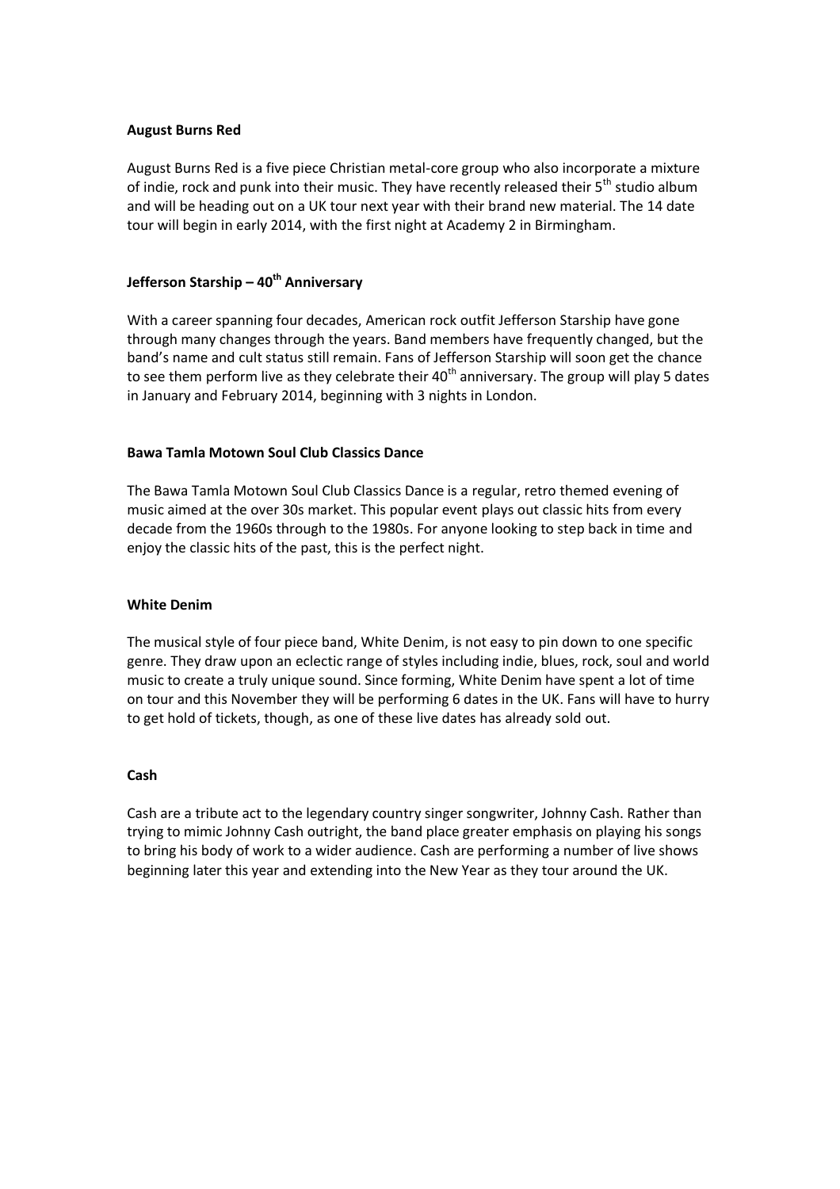**August Burns Red**

August Burns Red is a five piece Christian metal-core group who also incorporate a mixture of indie, rock and punk into their music. They have recently released their 5th studio album and will be heading out on a UK tour next year with their brand new material. The 14 date tour will begin in early 2014, with the first night at Academy 2 in Birmingham.

**Jefferson Starship – 40th Anniversary**

With a career spanning four decades, American rock outfit Jefferson Starship have gone through many changes through the years. Band members have frequently changed, but the band's name and cult status still remain. Fans of Jefferson Starship will soon get the chance to see them perform live as they celebrate their 40th anniversary. The group will play 5 dates in January and February 2014, beginning with 3 nights in London.

**Bawa Tamla Motown Soul Club Classics Dance**

The Bawa Tamla Motown Soul Club Classics Dance is a regular, retro themed evening of music aimed at the over 30s market. This popular event plays out classic hits from every decade from the 1960s through to the 1980s. For anyone looking to step back in time and enjoy the classic hits of the past, this is the perfect night.

**White Denim**

The musical style of four piece band, White Denim, is not easy to pin down to one specific genre. They draw upon an eclectic range of styles including indie, blues, rock, soul and world music to create a truly unique sound. Since forming, White Denim have spent a lot of time on tour and this November they will be performing 6 dates in the UK. Fans will have to hurry to get hold of tickets, though, as one of these live dates has already sold out.

**Cash**

Cash are a tribute act to the legendary country singer songwriter, Johnny Cash. Rather than trying to mimic Johnny Cash outright, the band place greater emphasis on playing his songs to bring his body of work to a wider audience. Cash are performing a number of live shows beginning later this year and extending into the New Year as they tour around the UK.